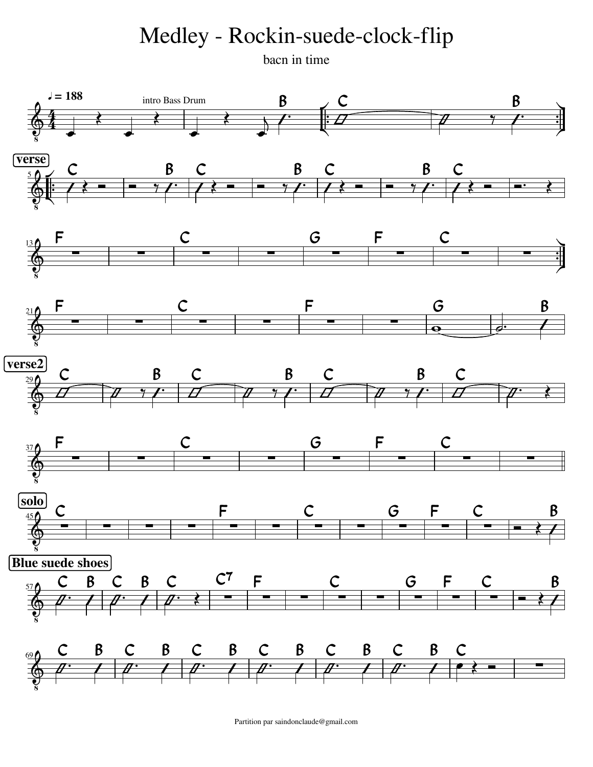# Medley - Rockin-suede-clock-flip

bacn in time

♩ = 188

intro Bass Drum

**verse**

**verse2**

**solo**

**Blue suede shoes**

Partition par saindonclaude@gmail.com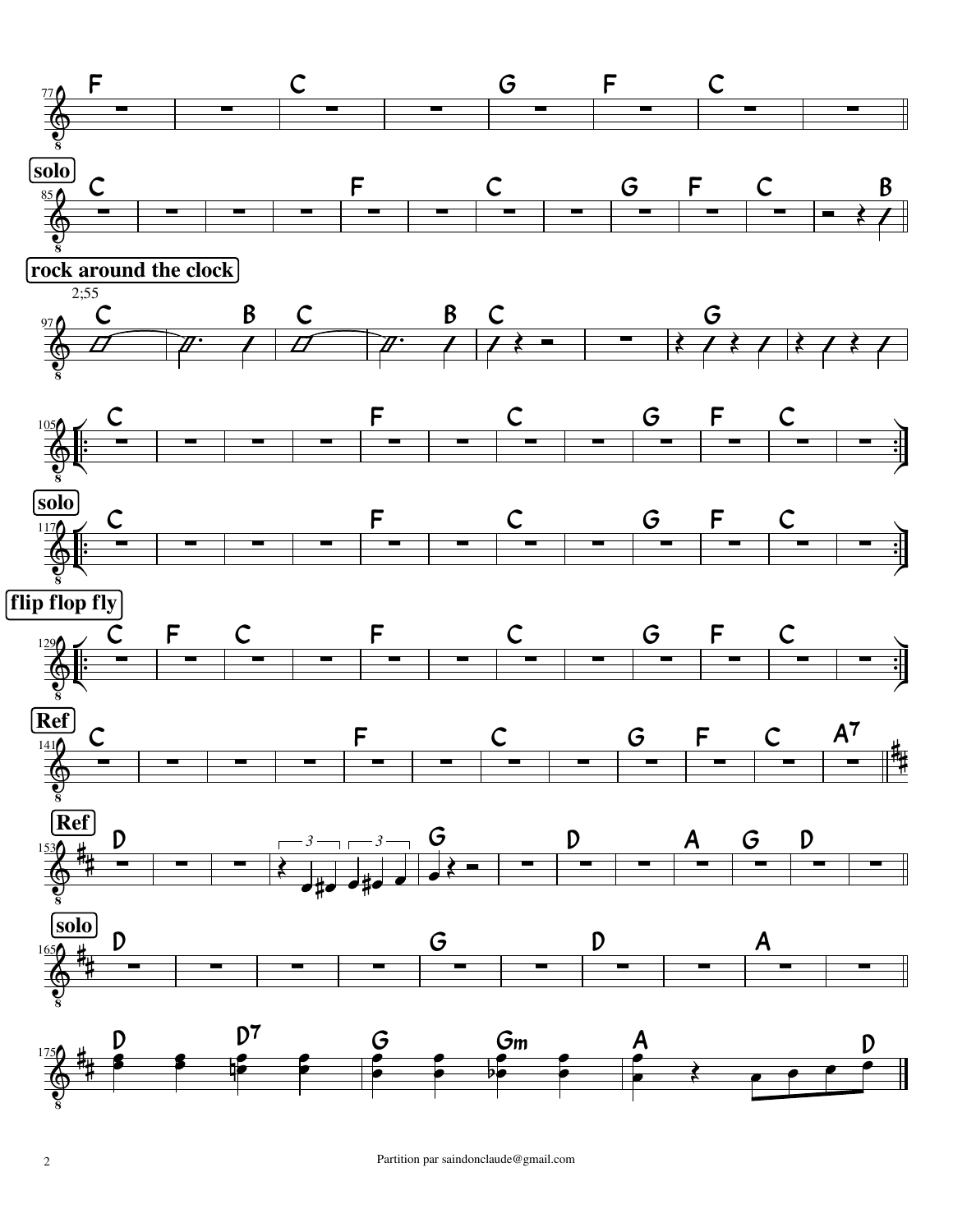solo

rock around the clock

2;55

Ref

solo

flip flop fly

Ref

Ref

solo

Partition par saindonclaude@gmail.com